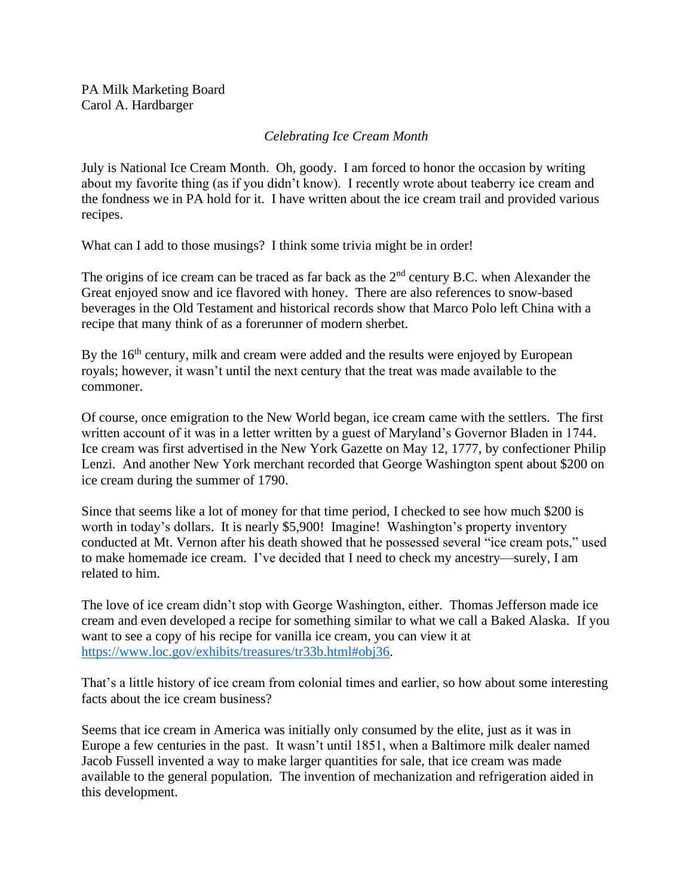PA Milk Marketing Board
Carol A. Hardbarger

*Celebrating Ice Cream Month*

July is National Ice Cream Month. Oh, goody. I am forced to honor the occasion by writing about my favorite thing (as if you didn't know). I recently wrote about teaberry ice cream and the fondness we in PA hold for it. I have written about the ice cream trail and provided various recipes.

What can I add to those musings? I think some trivia might be in order!

The origins of ice cream can be traced as far back as the 2nd century B.C. when Alexander the Great enjoyed snow and ice flavored with honey. There are also references to snow-based beverages in the Old Testament and historical records show that Marco Polo left China with a recipe that many think of as a forerunner of modern sherbet.

By the 16th century, milk and cream were added and the results were enjoyed by European royals; however, it wasn't until the next century that the treat was made available to the commoner.

Of course, once emigration to the New World began, ice cream came with the settlers. The first written account of it was in a letter written by a guest of Maryland's Governor Bladen in 1744. Ice cream was first advertised in the New York Gazette on May 12, 1777, by confectioner Philip Lenzi. And another New York merchant recorded that George Washington spent about $200 on ice cream during the summer of 1790.

Since that seems like a lot of money for that time period, I checked to see how much $200 is worth in today's dollars. It is nearly $5,900! Imagine! Washington's property inventory conducted at Mt. Vernon after his death showed that he possessed several "ice cream pots," used to make homemade ice cream. I've decided that I need to check my ancestry—surely, I am related to him.

The love of ice cream didn't stop with George Washington, either. Thomas Jefferson made ice cream and even developed a recipe for something similar to what we call a Baked Alaska. If you want to see a copy of his recipe for vanilla ice cream, you can view it at [https://www.loc.gov/exhibits/treasures/tr33b.html#obj36](https://www.loc.gov/exhibits/treasures/tr33b.html#obj36).

That's a little history of ice cream from colonial times and earlier, so how about some interesting facts about the ice cream business?

Seems that ice cream in America was initially only consumed by the elite, just as it was in Europe a few centuries in the past. It wasn't until 1851, when a Baltimore milk dealer named Jacob Fussell invented a way to make larger quantities for sale, that ice cream was made available to the general population. The invention of mechanization and refrigeration aided in this development.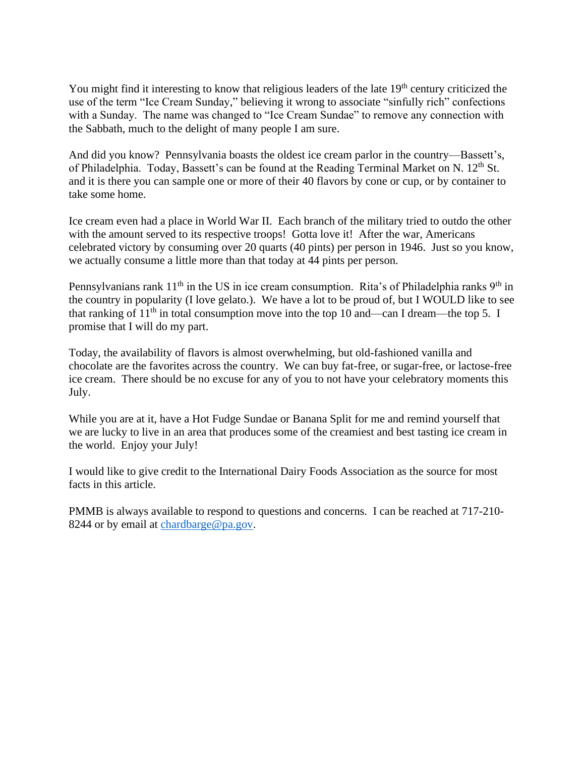You might find it interesting to know that religious leaders of the late 19th century criticized the use of the term "Ice Cream Sunday," believing it wrong to associate "sinfully rich" confections with a Sunday. The name was changed to "Ice Cream Sundae" to remove any connection with the Sabbath, much to the delight of many people I am sure.

And did you know? Pennsylvania boasts the oldest ice cream parlor in the country—Bassett's, of Philadelphia. Today, Bassett's can be found at the Reading Terminal Market on N. 12th St. and it is there you can sample one or more of their 40 flavors by cone or cup, or by container to take some home.

Ice cream even had a place in World War II. Each branch of the military tried to outdo the other with the amount served to its respective troops! Gotta love it! After the war, Americans celebrated victory by consuming over 20 quarts (40 pints) per person in 1946. Just so you know, we actually consume a little more than that today at 44 pints per person.

Pennsylvanians rank 11th in the US in ice cream consumption. Rita's of Philadelphia ranks 9th in the country in popularity (I love gelato.). We have a lot to be proud of, but I WOULD like to see that ranking of 11th in total consumption move into the top 10 and—can I dream—the top 5. I promise that I will do my part.

Today, the availability of flavors is almost overwhelming, but old-fashioned vanilla and chocolate are the favorites across the country. We can buy fat-free, or sugar-free, or lactose-free ice cream. There should be no excuse for any of you to not have your celebratory moments this July.

While you are at it, have a Hot Fudge Sundae or Banana Split for me and remind yourself that we are lucky to live in an area that produces some of the creamiest and best tasting ice cream in the world. Enjoy your July!

I would like to give credit to the International Dairy Foods Association as the source for most facts in this article.

PMMB is always available to respond to questions and concerns. I can be reached at 717-210-8244 or by email at chardbarge@pa.gov.